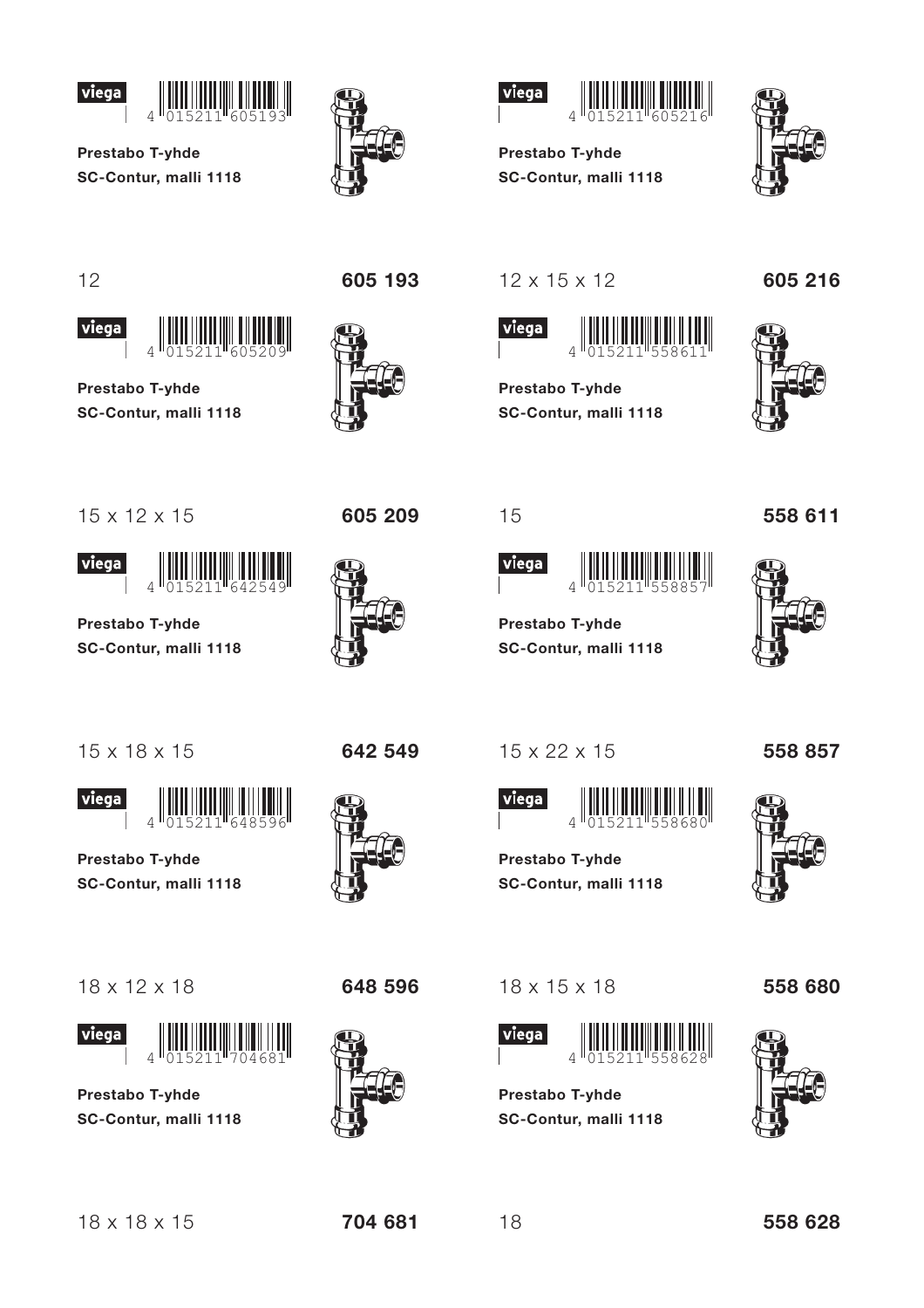viega

4 015211 605193

**Prestabo T-yhde**
**SC-Contur, malli 1118**

12 **605 193**

viega

4 015211 605216

**Prestabo T-yhde**
**SC-Contur, malli 1118**

12 x 15 x 12 **605 216**

viega

4 015211 605209

**Prestabo T-yhde**
**SC-Contur, malli 1118**

15 x 12 x 15 **605 209**

viega

4 015211 558611

**Prestabo T-yhde**
**SC-Contur, malli 1118**

15 **558 611**

viega

4 015211 642549

**Prestabo T-yhde**
**SC-Contur, malli 1118**

15 x 18 x 15 **642 549**

viega

4 015211 558857

**Prestabo T-yhde**
**SC-Contur, malli 1118**

15 x 22 x 15 **558 857**

viega

4 015211 648596

**Prestabo T-yhde**
**SC-Contur, malli 1118**

18 x 12 x 18 **648 596**

viega

4 015211 558680

**Prestabo T-yhde**
**SC-Contur, malli 1118**

18 x 15 x 18 **558 680**

viega

4 015211 704681

**Prestabo T-yhde**
**SC-Contur, malli 1118**

18 x 18 x 15 **704 681**

viega

4 015211 558628

**Prestabo T-yhde**
**SC-Contur, malli 1118**

18 **558 628**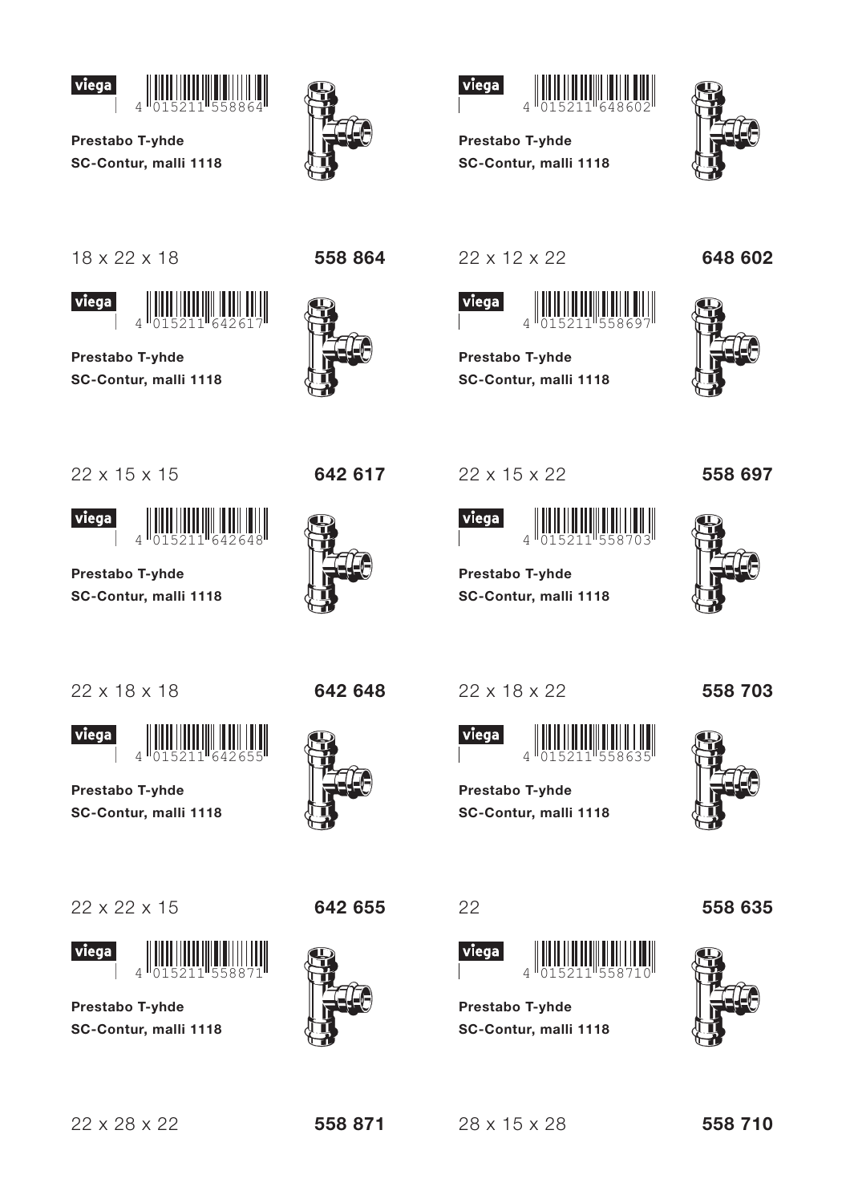viega 4 015211 558864

**Prestabo T-yhde**
**SC-Contur, malli 1118**

18 x 22 x 18 **558 864**

viega 4 015211 648602

**Prestabo T-yhde**
**SC-Contur, malli 1118**

22 x 12 x 22 **648 602**

viega 4 015211 642617

**Prestabo T-yhde**
**SC-Contur, malli 1118**

22 x 15 x 15 **642 617**

viega 4 015211 558697

**Prestabo T-yhde**
**SC-Contur, malli 1118**

22 x 15 x 22 **558 697**

viega 4 015211 642648

**Prestabo T-yhde**
**SC-Contur, malli 1118**

22 x 18 x 18 **642 648**

viega 4 015211 558703

**Prestabo T-yhde**
**SC-Contur, malli 1118**

22 x 18 x 22 **558 703**

viega 4 015211 642655

**Prestabo T-yhde**
**SC-Contur, malli 1118**

22 x 22 x 15 **642 655**

viega 4 015211 558635

**Prestabo T-yhde**
**SC-Contur, malli 1118**

22 **558 635**

viega 4 015211 558871

**Prestabo T-yhde**
**SC-Contur, malli 1118**

22 x 28 x 22 **558 871**

viega 4 015211 558710

**Prestabo T-yhde**
**SC-Contur, malli 1118**

28 x 15 x 28 **558 710**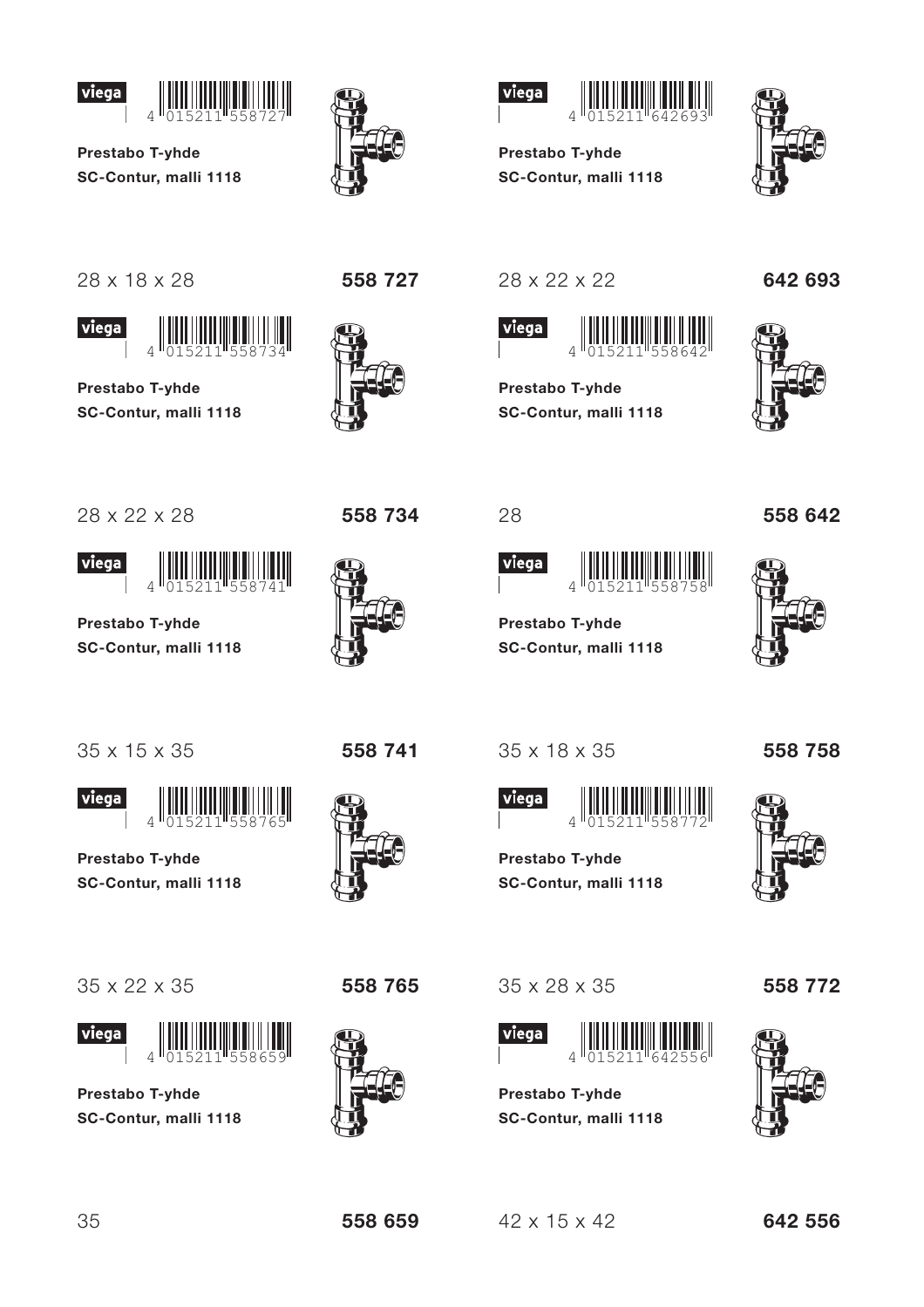viega

4 015211 558727

**Prestabo T-yhde**
**SC-Contur, malli 1118**

28 x 18 x 28 **558 727**

---

viega

4 015211 642693

**Prestabo T-yhde**
**SC-Contur, malli 1118**

28 x 22 x 22 **642 693**

---

viega

4 015211 558734

**Prestabo T-yhde**
**SC-Contur, malli 1118**

28 x 22 x 28 **558 734**

---

viega

4 015211 558642

**Prestabo T-yhde**
**SC-Contur, malli 1118**

28 **558 642**

---

viega

4 015211 558741

**Prestabo T-yhde**
**SC-Contur, malli 1118**

35 x 15 x 35 **558 741**

---

viega

4 015211 558758

**Prestabo T-yhde**
**SC-Contur, malli 1118**

35 x 18 x 35 **558 758**

---

viega

4 015211 558765

**Prestabo T-yhde**
**SC-Contur, malli 1118**

35 x 22 x 35 **558 765**

---

viega

4 015211 558772

**Prestabo T-yhde**
**SC-Contur, malli 1118**

35 x 28 x 35 **558 772**

---

viega

4 015211 558659

**Prestabo T-yhde**
**SC-Contur, malli 1118**

35 **558 659**

---

viega

4 015211 642556

**Prestabo T-yhde**
**SC-Contur, malli 1118**

42 x 15 x 42 **642 556**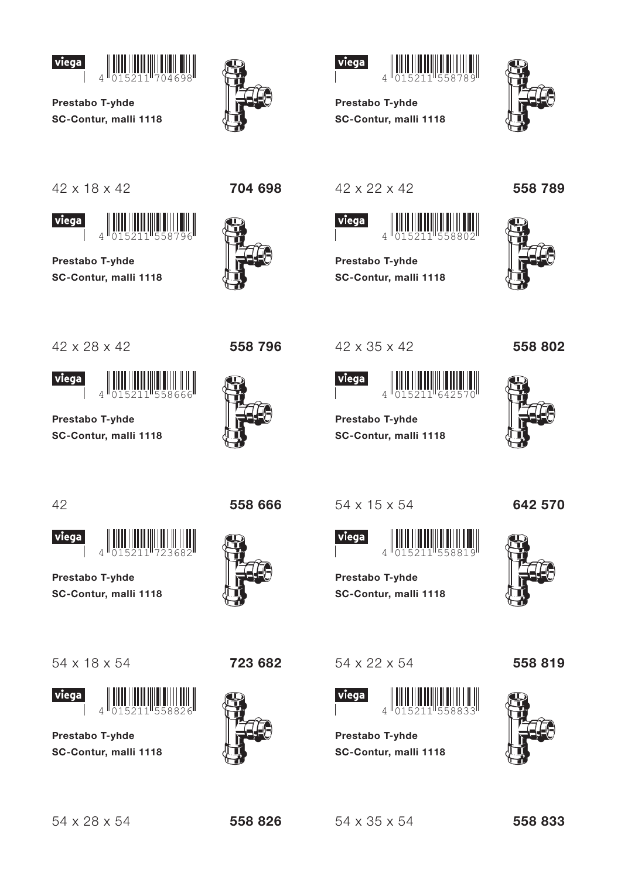viega 4 015211 704698

**Prestabo T-yhde**
**SC-Contur, malli 1118**

42 x 18 x 42 **704 698**

viega 4 015211 558789

**Prestabo T-yhde**
**SC-Contur, malli 1118**

42 x 22 x 42 **558 789**

viega 4 015211 558796

**Prestabo T-yhde**
**SC-Contur, malli 1118**

42 x 28 x 42 **558 796**

viega 4 015211 558802

**Prestabo T-yhde**
**SC-Contur, malli 1118**

42 x 35 x 42 **558 802**

viega 4 015211 558666

**Prestabo T-yhde**
**SC-Contur, malli 1118**

42 **558 666**

viega 4 015211 642570

**Prestabo T-yhde**
**SC-Contur, malli 1118**

54 x 15 x 54 **642 570**

viega 4 015211 723682

**Prestabo T-yhde**
**SC-Contur, malli 1118**

54 x 18 x 54 **723 682**

viega 4 015211 558819

**Prestabo T-yhde**
**SC-Contur, malli 1118**

54 x 22 x 54 **558 819**

viega 4 015211 558826

**Prestabo T-yhde**
**SC-Contur, malli 1118**

54 x 28 x 54 **558 826**

viega 4 015211 558833

**Prestabo T-yhde**
**SC-Contur, malli 1118**

54 x 35 x 54 **558 833**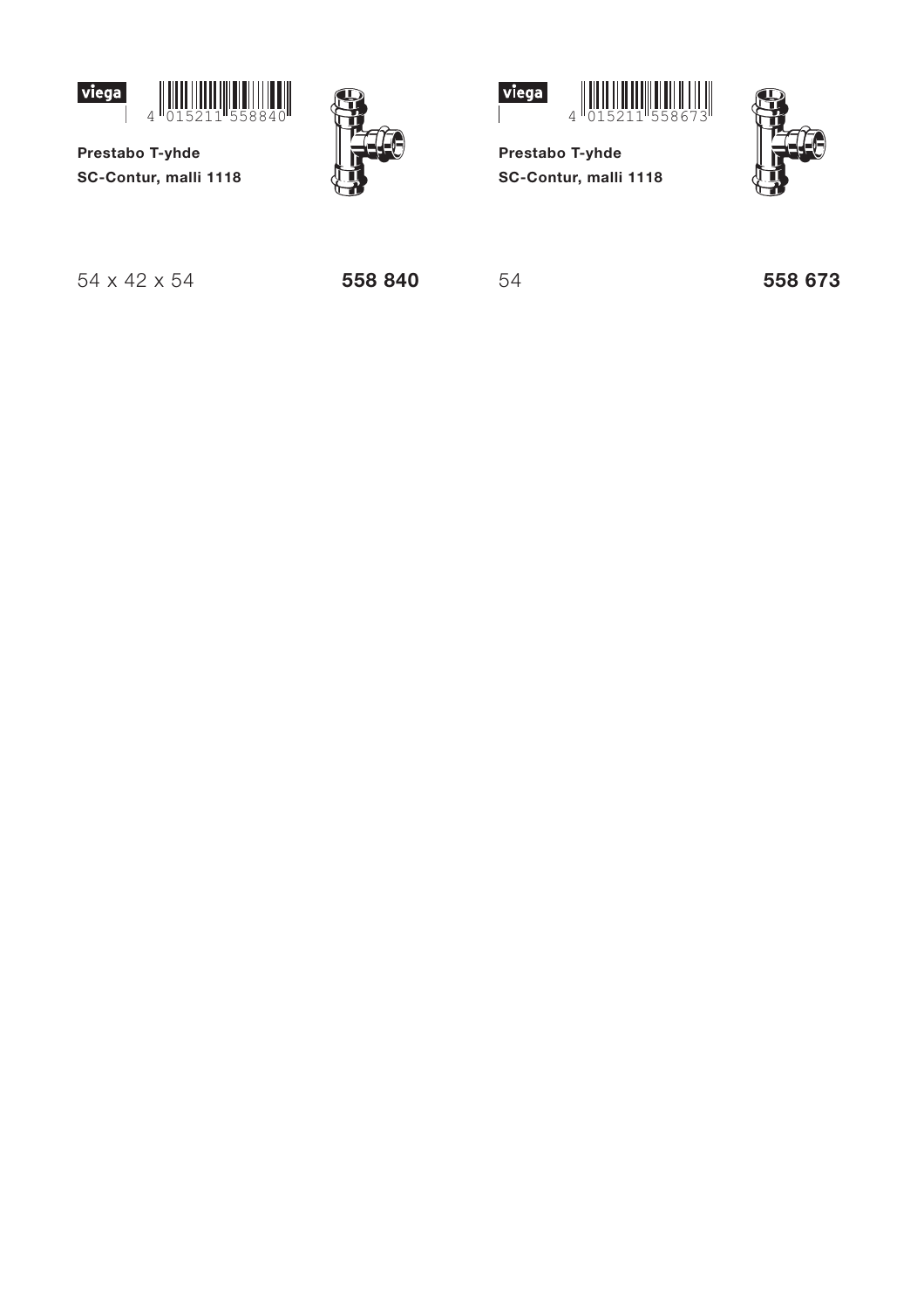viega

4 015211 558840

**Prestabo T-yhde**
**SC-Contur, malli 1118**

54 x 42 x 54 **558 840**

viega

4 015211 558673

**Prestabo T-yhde**
**SC-Contur, malli 1118**

54 **558 673**